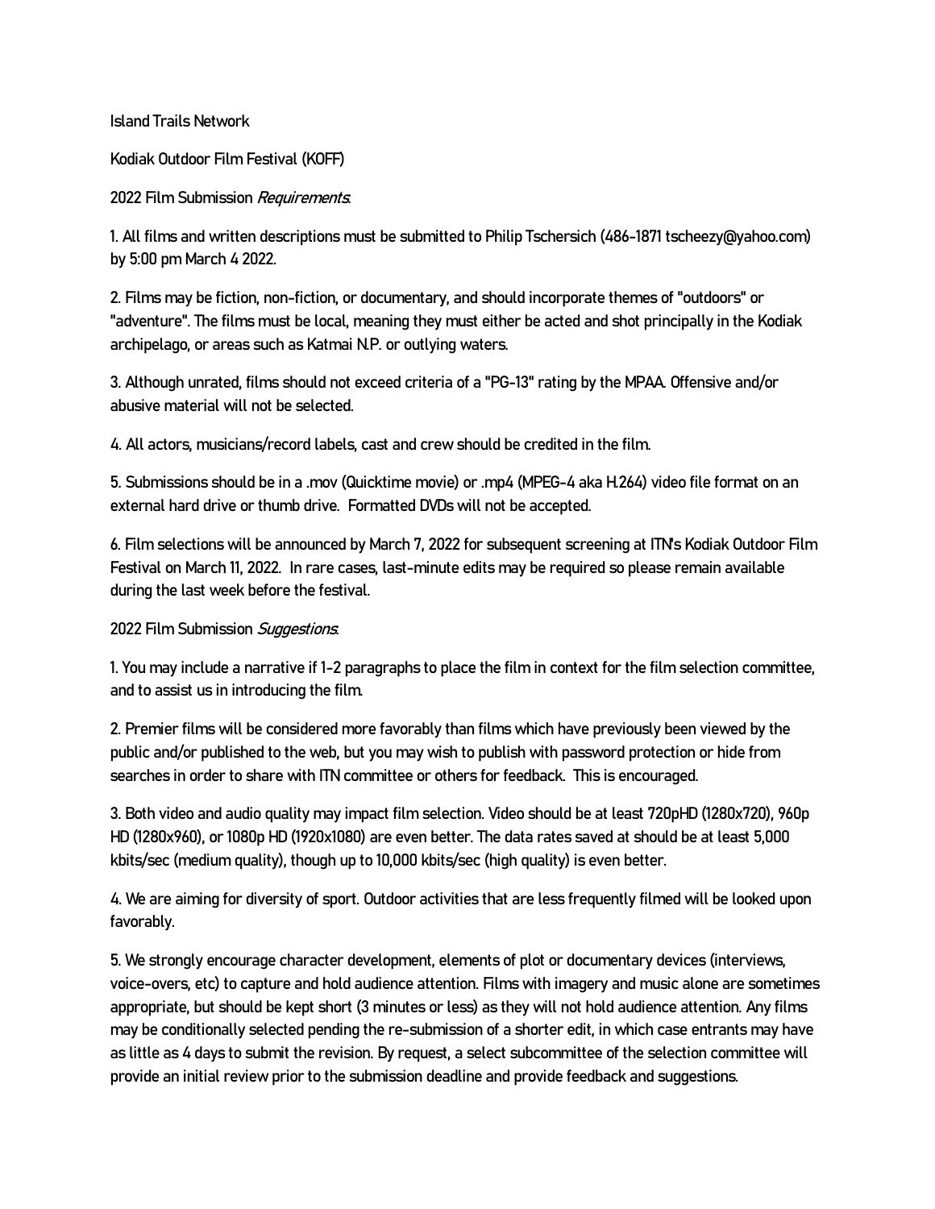Island Trails Network

Kodiak Outdoor Film Festival (KOFF)

2022 Film Submission *Requirements*:

1. All films and written descriptions must be submitted to Philip Tschersich (486-1871 tscheezy@yahoo.com) by 5:00 pm March 4 2022.

2. Films may be fiction, non-fiction, or documentary, and should incorporate themes of "outdoors" or "adventure". The films must be local, meaning they must either be acted and shot principally in the Kodiak archipelago, or areas such as Katmai N.P. or outlying waters.

3. Although unrated, films should not exceed criteria of a "PG-13" rating by the MPAA. Offensive and/or abusive material will not be selected.

4. All actors, musicians/record labels, cast and crew should be credited in the film.

5. Submissions should be in a .mov (Quicktime movie) or .mp4 (MPEG-4 aka H.264) video file format on an external hard drive or thumb drive. Formatted DVDs will not be accepted.

6. Film selections will be announced by March 7, 2022 for subsequent screening at ITN's Kodiak Outdoor Film Festival on March 11, 2022. In rare cases, last-minute edits may be required so please remain available during the last week before the festival.

2022 Film Submission *Suggestions*:

1. You may include a narrative if 1-2 paragraphs to place the film in context for the film selection committee, and to assist us in introducing the film.

2. Premier films will be considered more favorably than films which have previously been viewed by the public and/or published to the web, but you may wish to publish with password protection or hide from searches in order to share with ITN committee or others for feedback. This is encouraged.

3. Both video and audio quality may impact film selection. Video should be at least 720pHD (1280x720), 960p HD (1280x960), or 1080p HD (1920x1080) are even better. The data rates saved at should be at least 5,000 kbits/sec (medium quality), though up to 10,000 kbits/sec (high quality) is even better.

4. We are aiming for diversity of sport. Outdoor activities that are less frequently filmed will be looked upon favorably.

5. We strongly encourage character development, elements of plot or documentary devices (interviews, voice-overs, etc) to capture and hold audience attention. Films with imagery and music alone are sometimes appropriate, but should be kept short (3 minutes or less) as they will not hold audience attention. Any films may be conditionally selected pending the re-submission of a shorter edit, in which case entrants may have as little as 4 days to submit the revision. By request, a select subcommittee of the selection committee will provide an initial review prior to the submission deadline and provide feedback and suggestions.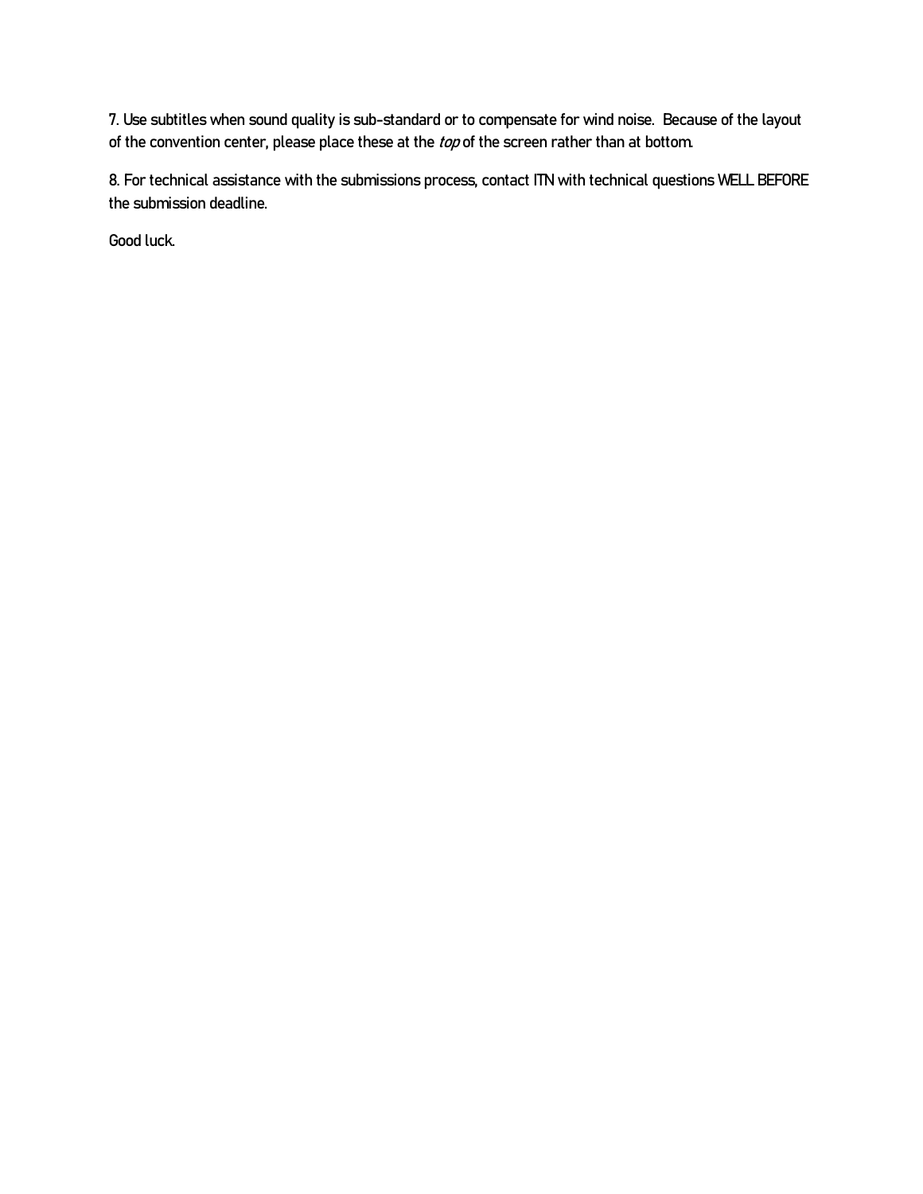7. Use subtitles when sound quality is sub-standard or to compensate for wind noise. Because of the layout of the convention center, please place these at the *top* of the screen rather than at bottom.

8. For technical assistance with the submissions process, contact ITN with technical questions WELL BEFORE the submission deadline.

Good luck.